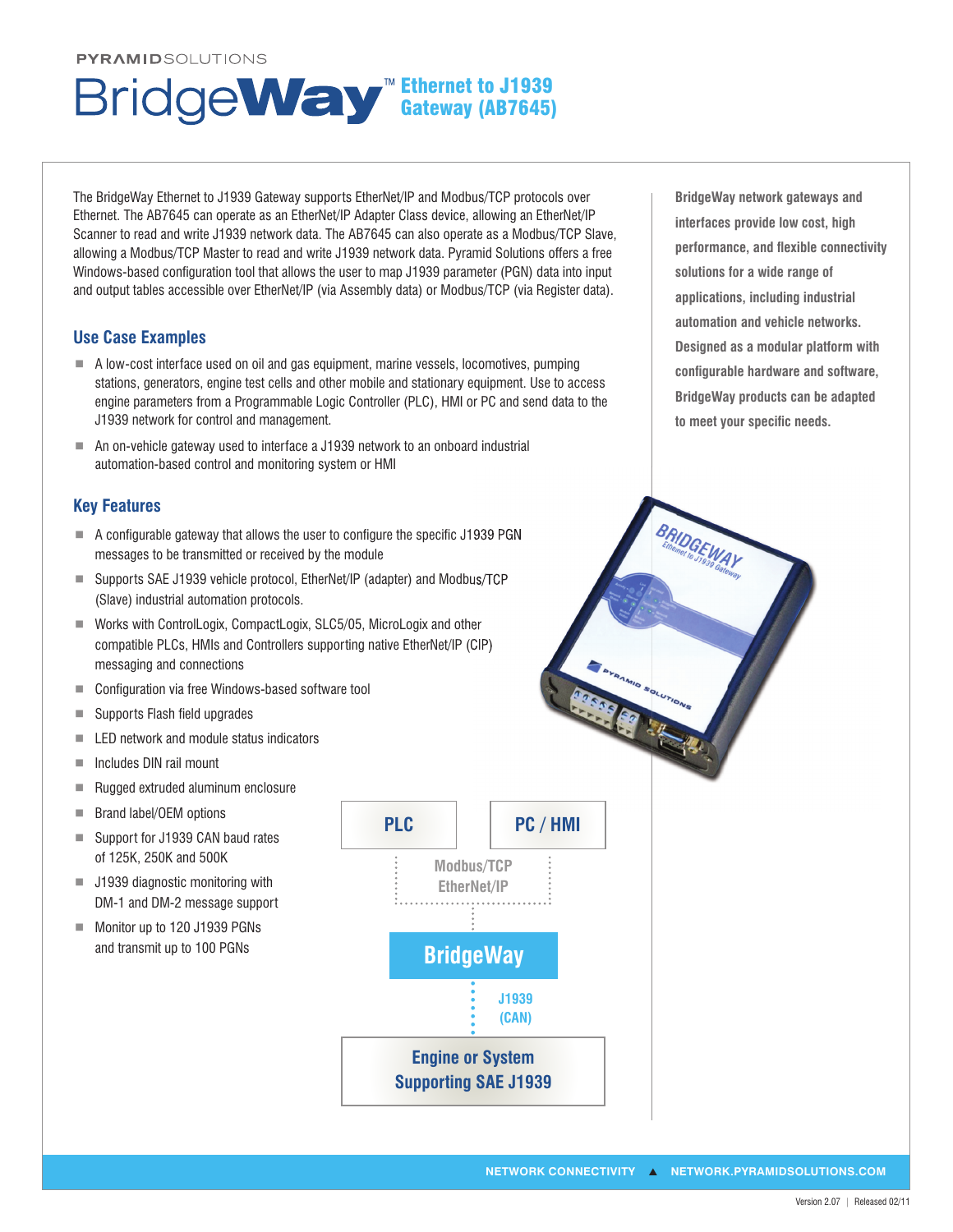PYRAMIDSOLUTIONS

# BridgeWay™ Ethernet to J1939 Gateway (AB7645)

The BridgeWay Ethernet to J1939 Gateway supports EtherNet/IP and Modbus/TCP protocols over Ethernet. The AB7645 can operate as an EtherNet/IP Adapter Class device, allowing an EtherNet/IP Scanner to read and write J1939 network data. The AB7645 can also operate as a Modbus/TCP Slave, allowing a Modbus/TCP Master to read and write J1939 network data. Pyramid Solutions offers a free Windows-based configuration tool that allows the user to map J1939 parameter (PGN) data into input and output tables accessible over EtherNet/IP (via Assembly data) or Modbus/TCP (via Register data).

## Use Case Examples

- A low-cost interface used on oil and gas equipment, marine vessels, locomotives, pumping stations, generators, engine test cells and other mobile and stationary equipment. Use to access engine parameters from a Programmable Logic Controller (PLC), HMI or PC and send data to the J1939 network for control and management.
- An on-vehicle gateway used to interface a J1939 network to an onboard industrial automation-based control and monitoring system or HMI

## Key Features

- A configurable gateway that allows the user to configure the specific J1939 PGN messages to be transmitted or received by the module
- Supports SAE J1939 vehicle protocol, EtherNet/IP (adapter) and Modbus/TCP (Slave) industrial automation protocols.
- Works with ControlLogix, CompactLogix, SLC5/05, MicroLogix and other compatible PLCs, HMIs and Controllers supporting native EtherNet/IP (CIP) messaging and connections
- Configuration via free Windows-based software tool
- Supports Flash field upgrades
- LED network and module status indicators
- Includes DIN rail mount
- Rugged extruded aluminum enclosure
- Brand label/OEM options
- Support for J1939 CAN baud rates of 125K, 250K and 500K
- J1939 diagnostic monitoring with DM-1 and DM-2 message support
- Monitor up to 120 J1939 PGNs and transmit up to 100 PGNs

**BridgeWay network gateways and interfaces provide low cost, high performance, and flexible connectivity solutions for a wide range of applications, including industrial automation and vehicle networks. Designed as a modular platform with configurable hardware and software, BridgeWay products can be adapted to meet your specific needs.**

PLC | PC / HMI

Modbus/TCP
EtherNet/IP

BridgeWay

J1939
(CAN)

Engine or System Supporting SAE J1939

NETWORK CONNECTIVITY ▲ NETWORK.PYRAMIDSOLUTIONS.COM

Version 2.07 | Released 02/11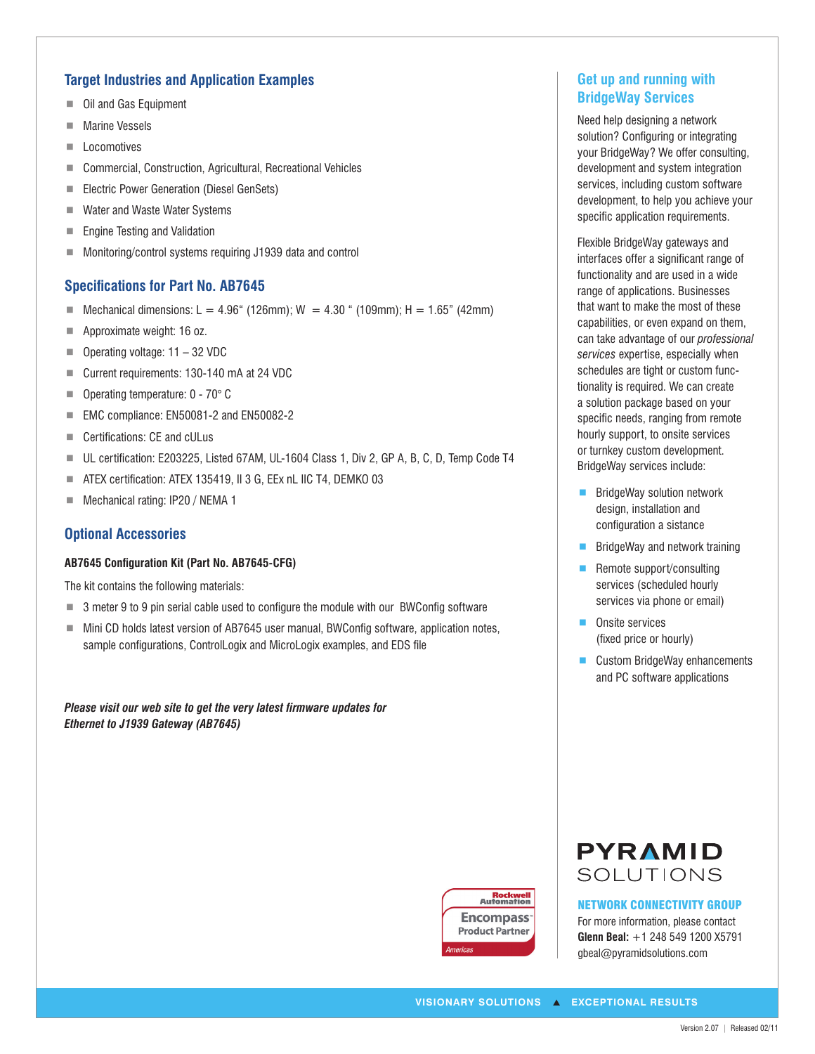## Target Industries and Application Examples

- Oil and Gas Equipment
- Marine Vessels
- Locomotives
- Commercial, Construction, Agricultural, Recreational Vehicles
- Electric Power Generation (Diesel GenSets)
- Water and Waste Water Systems
- Engine Testing and Validation
- Monitoring/control systems requiring J1939 data and control

## Specifications for Part No. AB7645

- Mechanical dimensions: L = 4.96“ (126mm); W = 4.30 “ (109mm); H = 1.65” (42mm)
- Approximate weight: 16 oz.
- Operating voltage: 11 – 32 VDC
- Current requirements: 130-140 mA at 24 VDC
- Operating temperature: 0 - 70° C
- EMC compliance: EN50081-2 and EN50082-2
- Certifications: CE and cULus
- UL certification: E203225, Listed 67AM, UL-1604 Class 1, Div 2, GP A, B, C, D, Temp Code T4
- ATEX certification: ATEX 135419, II 3 G, EEx nL IIC T4, DEMKO 03
- Mechanical rating: IP20 / NEMA 1

## Optional Accessories

**AB7645 Configuration Kit (Part No. AB7645-CFG)**

The kit contains the following materials:

- 3 meter 9 to 9 pin serial cable used to configure the module with our BWConfig software
- Mini CD holds latest version of AB7645 user manual, BWConfig software, application notes, sample configurations, ControlLogix and MicroLogix examples, and EDS file

***Please visit our web site to get the very latest firmware updates for Ethernet to J1939 Gateway (AB7645)***

## Get up and running with BridgeWay Services

Need help designing a network solution? Configuring or integrating your BridgeWay? We offer consulting, development and system integration services, including custom software development, to help you achieve your specific application requirements.

Flexible BridgeWay gateways and interfaces offer a significant range of functionality and are used in a wide range of applications. Businesses that want to make the most of these capabilities, or even expand on them, can take advantage of our *professional services* expertise, especially when schedules are tight or custom functionality is required. We can create a solution package based on your specific needs, ranging from remote hourly support, to onsite services or turnkey custom development. BridgeWay services include:

- BridgeWay solution network design, installation and configuration a sistance
- BridgeWay and network training
- Remote support/consulting services (scheduled hourly services via phone or email)
- Onsite services (fixed price or hourly)
- Custom BridgeWay enhancements and PC software applications

Rockwell Automation Encompass™ Product Partner Americas

PYRAMID SOLUTIONS

**NETWORK CONNECTIVITY GROUP**

For more information, please contact
**Glenn Beal:** +1 248 549 1200 X5791
gbeal@pyramidsolutions.com

VISIONARY SOLUTIONS ▲ EXCEPTIONAL RESULTS

Version 2.07 | Released 02/11